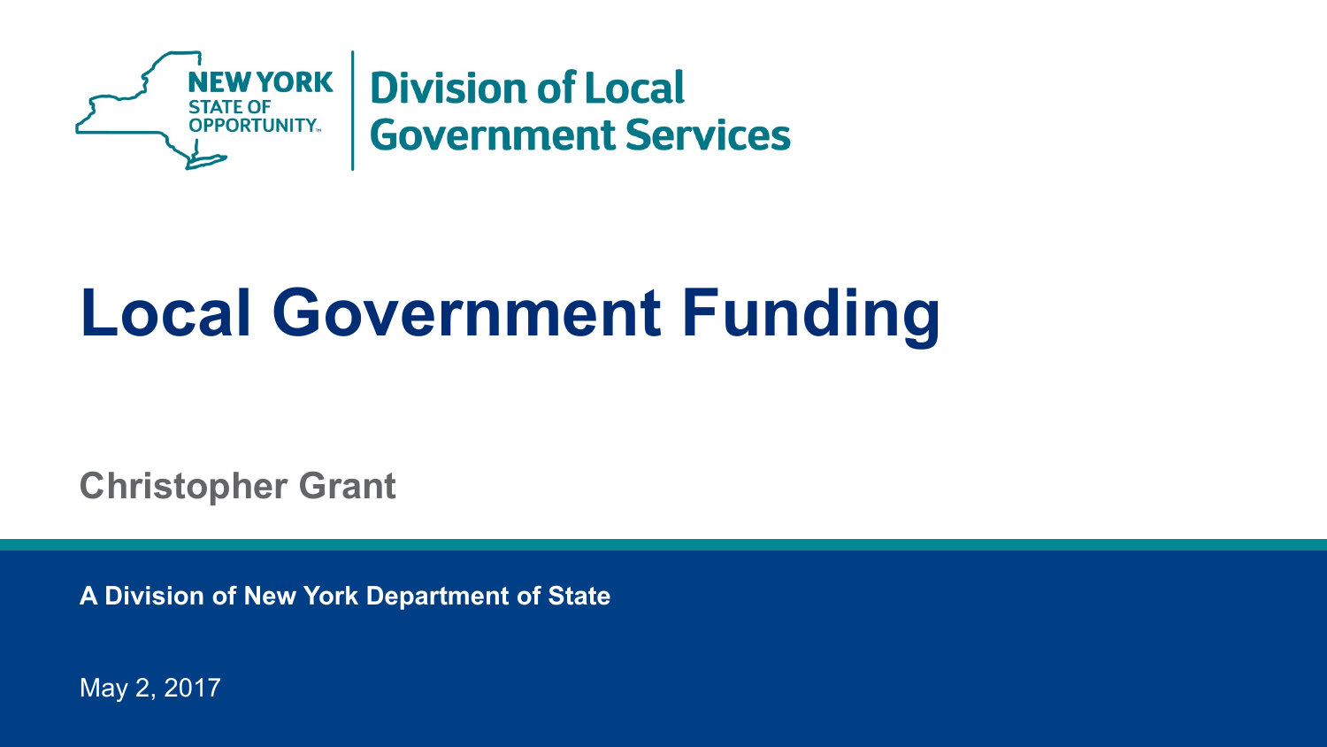NEW YORK STATE OF OPPORTUNITY

Division of Local Government Services

# Local Government Funding

Christopher Grant

**A Division of New York Department of State**

May 2, 2017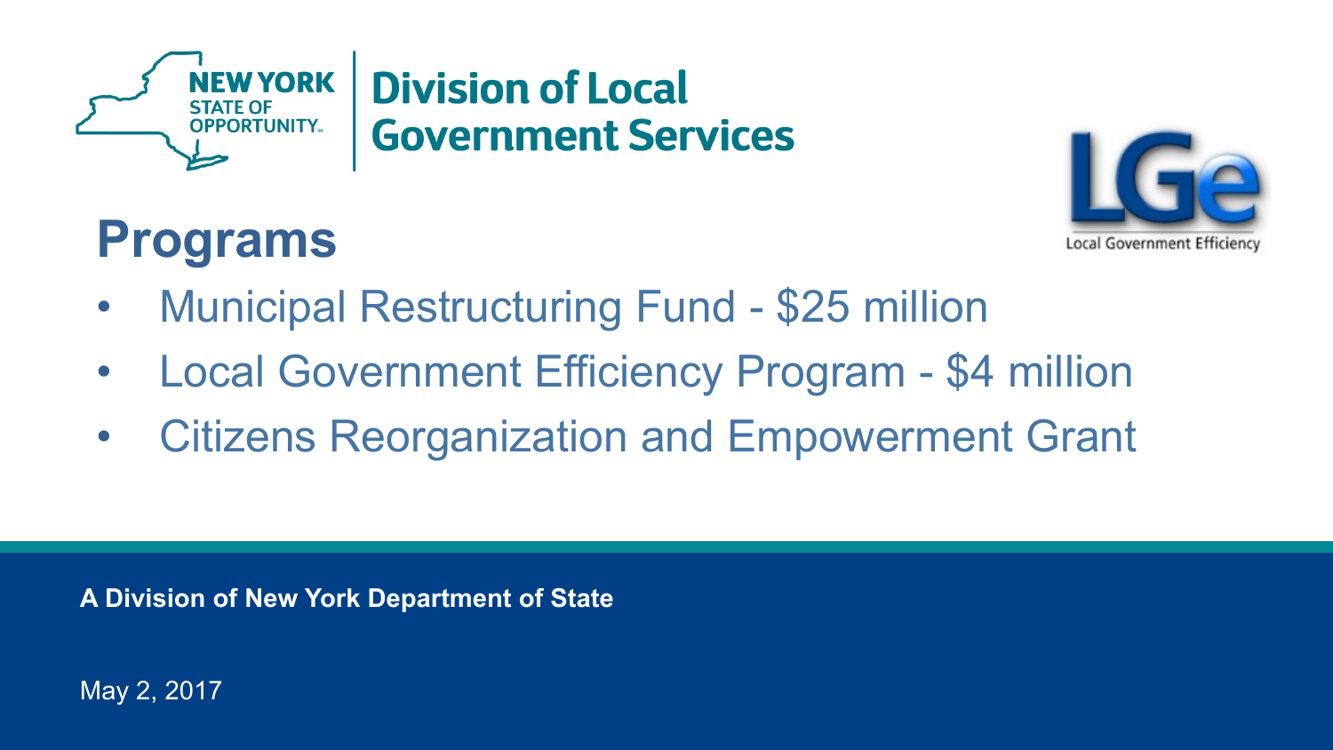# Programs

- Municipal Restructuring Fund - $25 million
- Local Government Efficiency Program - $4 million
- Citizens Reorganization and Empowerment Grant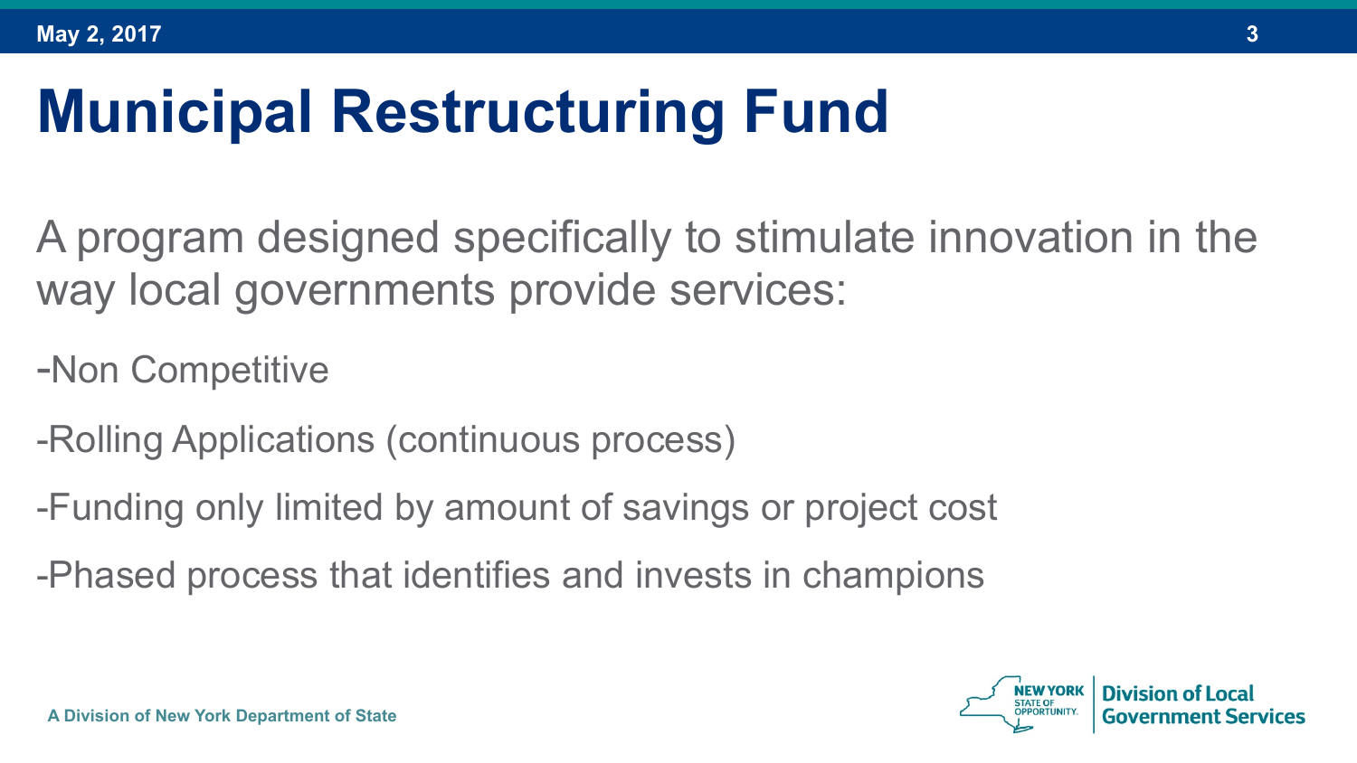# Municipal Restructuring Fund

A program designed specifically to stimulate innovation in the way local governments provide services:

-Non Competitive

-Rolling Applications (continuous process)

-Funding only limited by amount of savings or project cost

-Phased process that identifies and invests in champions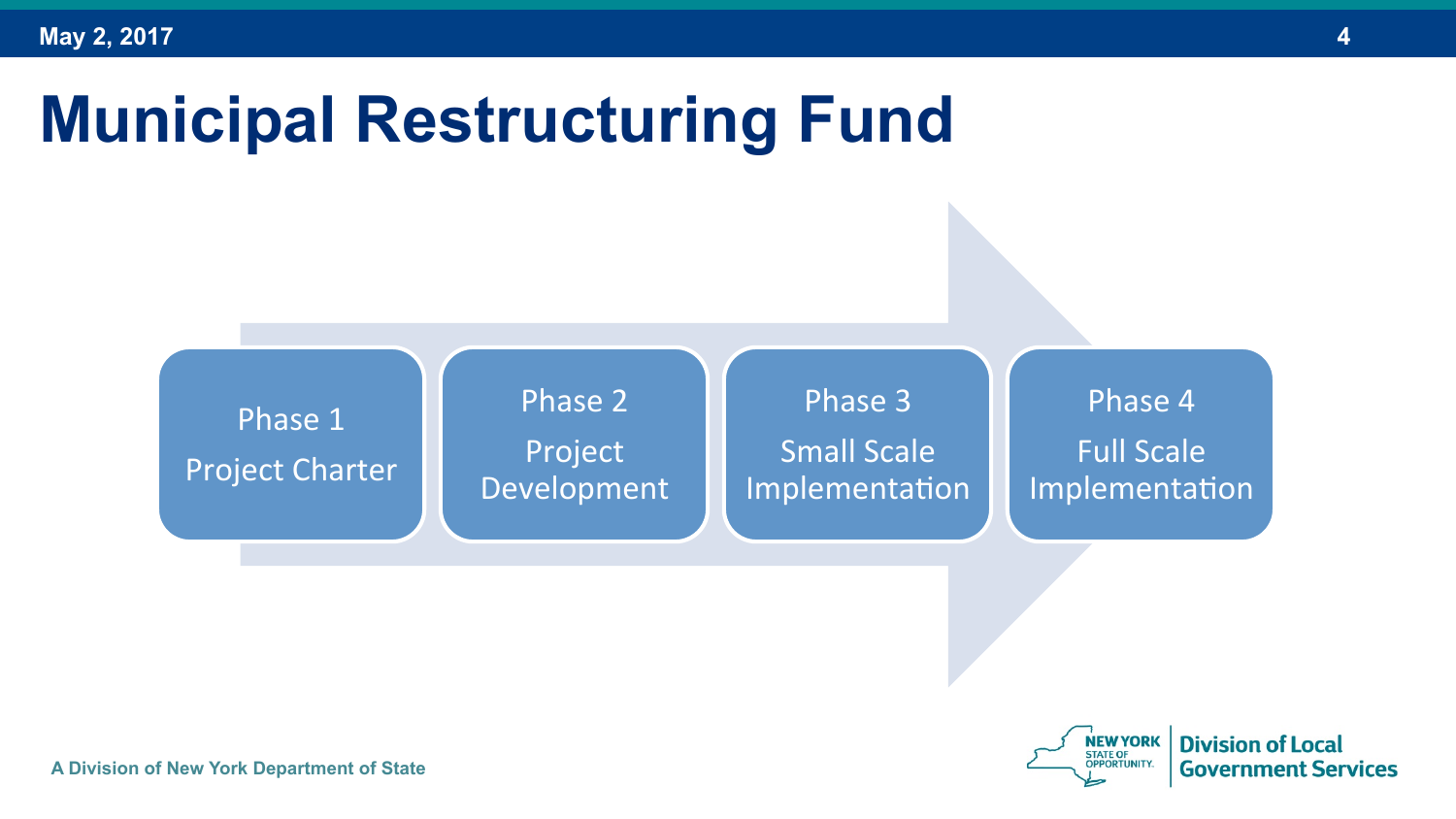# Municipal Restructuring Fund

- Phase 1 – Project Charter
- Phase 2 – Project Development
- Phase 3 – Small Scale Implementation
- Phase 4 – Full Scale Implementation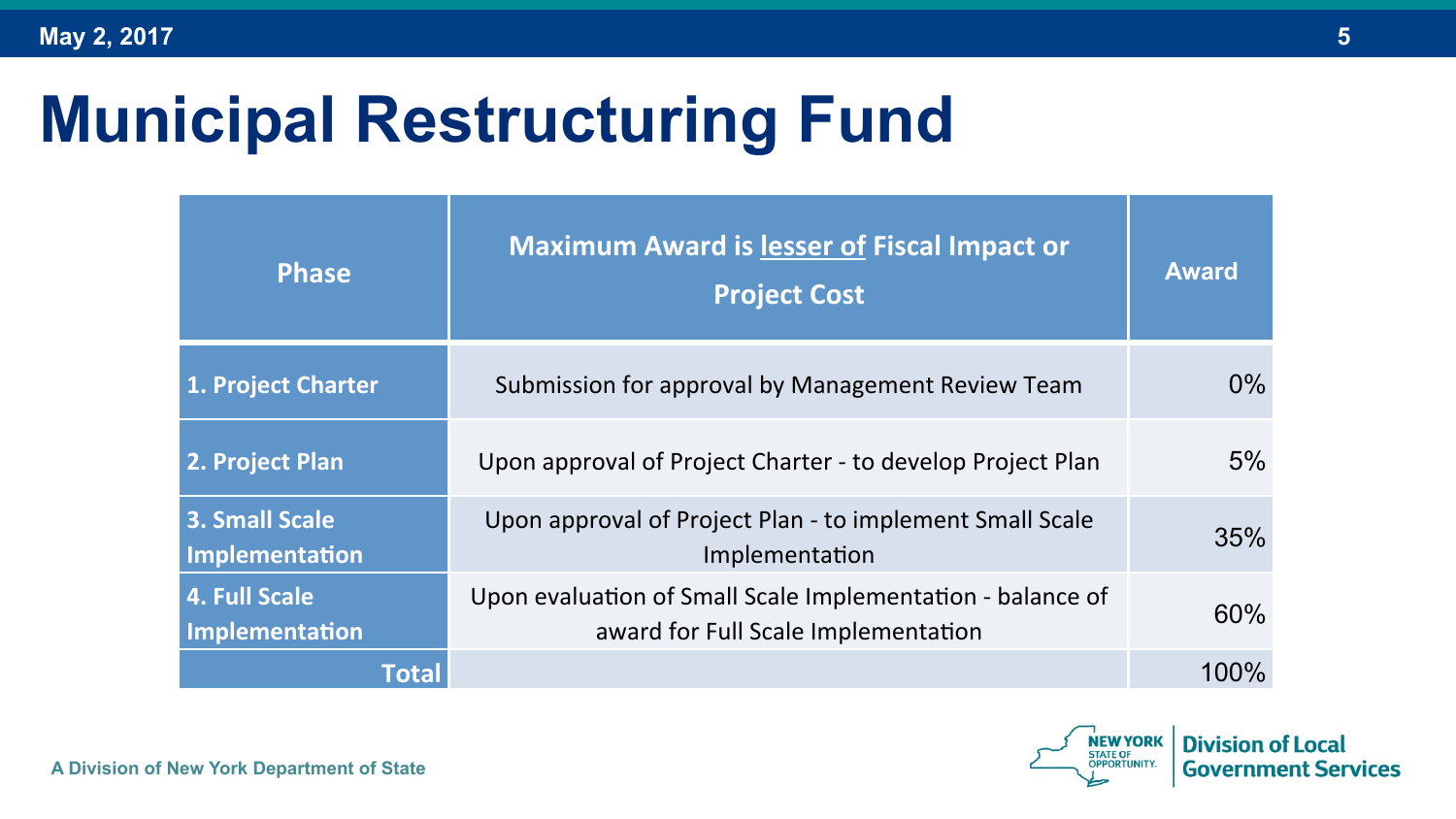# Municipal Restructuring Fund

| Phase | Maximum Award is lesser of Fiscal Impact or Project Cost | Award |
|---|---|---|
| **1. Project Charter** | Submission for approval by Management Review Team | 0% |
| **2. Project Plan** | Upon approval of Project Charter - to develop Project Plan | 5% |
| **3. Small Scale Implementation** | Upon approval of Project Plan - to implement Small Scale Implementation | 35% |
| **4. Full Scale Implementation** | Upon evaluation of Small Scale Implementation - balance of award for Full Scale Implementation | 60% |
| **Total** | | 100% |

A Division of New York Department of State

NEW YORK STATE OF OPPORTUNITY. Division of Local Government Services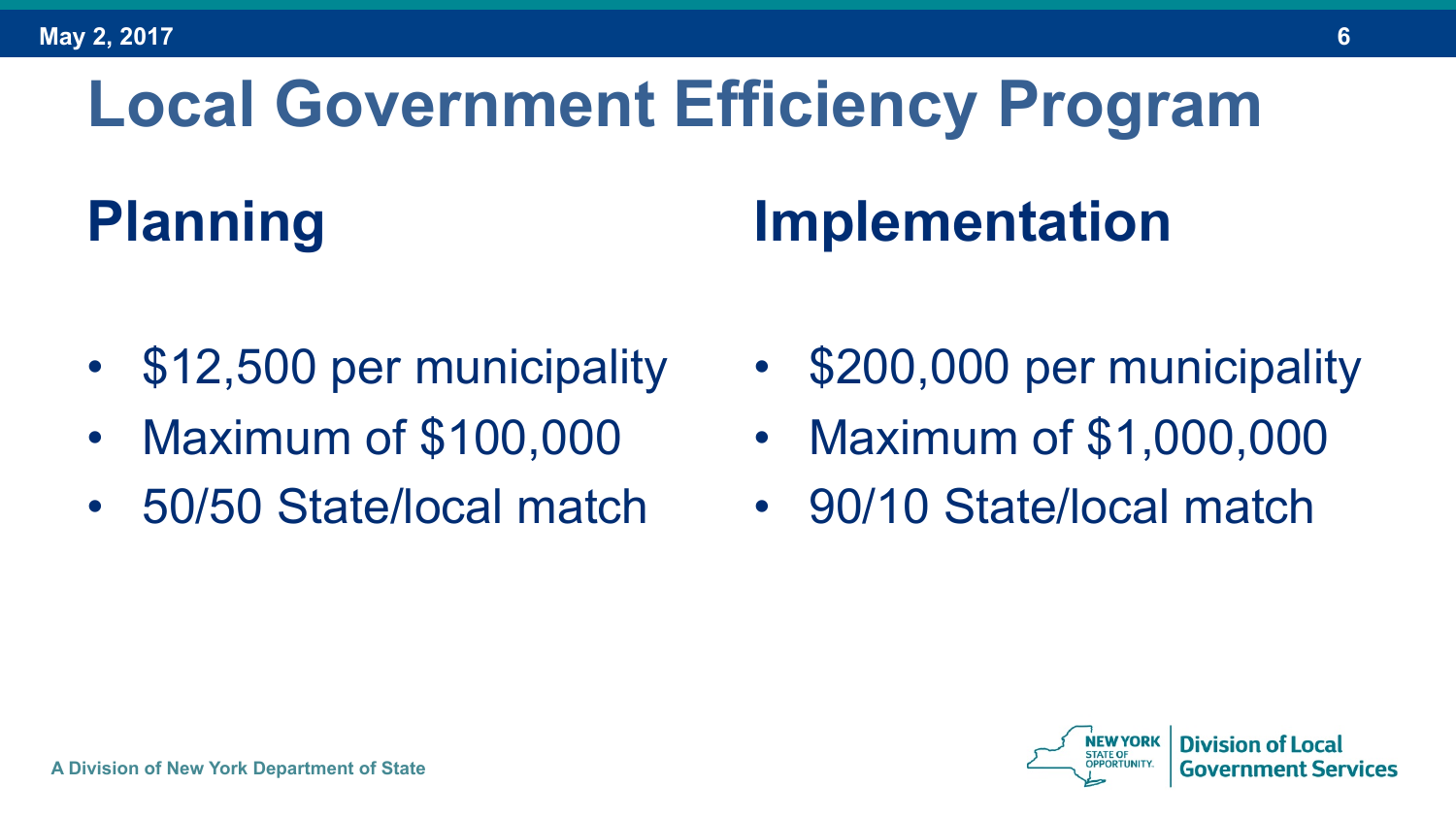# Local Government Efficiency Program

## Planning

- $12,500 per municipality
- Maximum of $100,000
- 50/50 State/local match

## Implementation

- $200,000 per municipality
- Maximum of $1,000,000
- 90/10 State/local match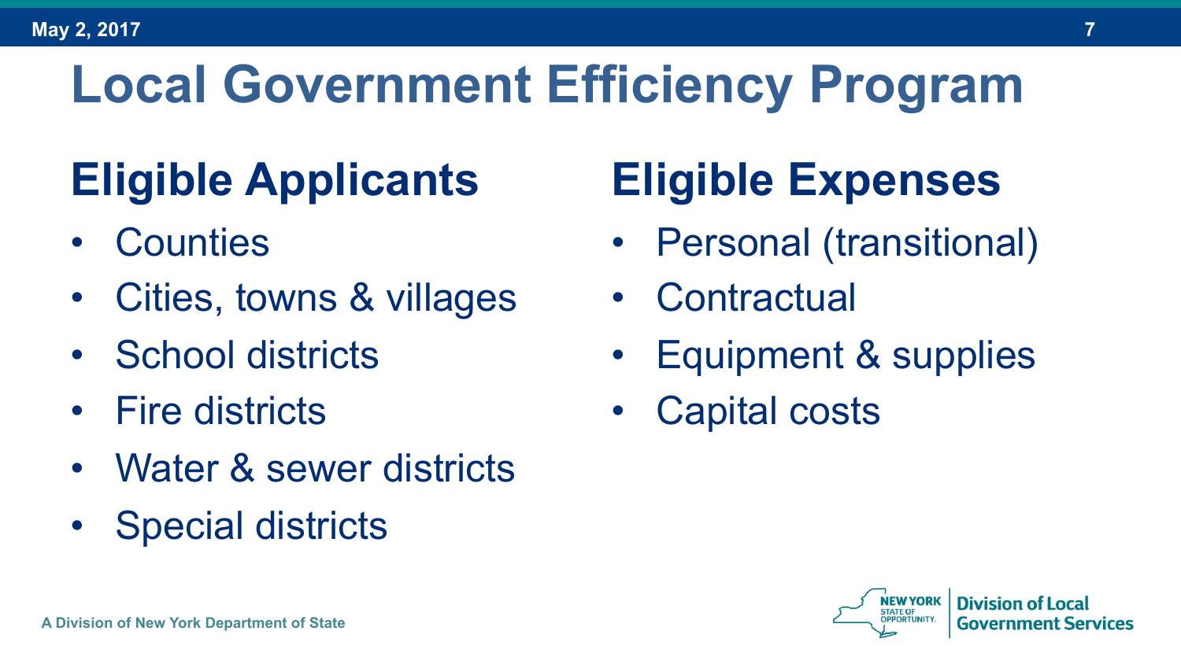# Local Government Efficiency Program

## Eligible Applicants

- Counties
- Cities, towns & villages
- School districts
- Fire districts
- Water & sewer districts
- Special districts

## Eligible Expenses

- Personal (transitional)
- Contractual
- Equipment & supplies
- Capital costs

A Division of New York Department of State

NEW YORK STATE OF OPPORTUNITY. | Division of Local Government Services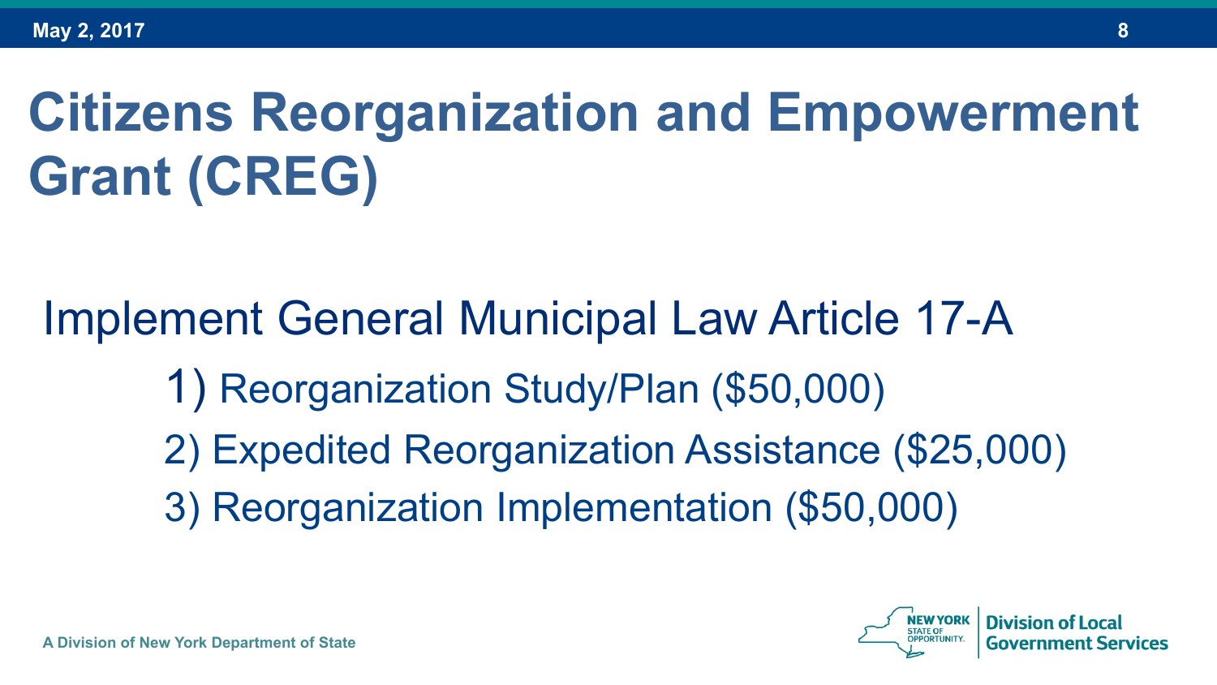# Citizens Reorganization and Empowerment Grant (CREG)

Implement General Municipal Law Article 17-A

1) Reorganization Study/Plan ($50,000)
2) Expedited Reorganization Assistance ($25,000)
3) Reorganization Implementation ($50,000)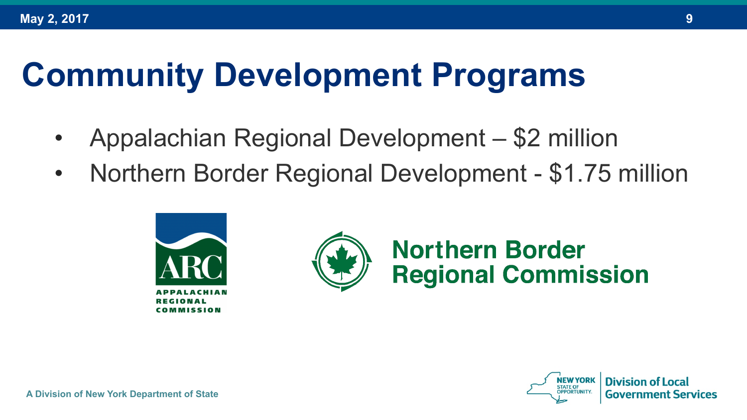# Community Development Programs

- Appalachian Regional Development – $2 million
- Northern Border Regional Development - $1.75 million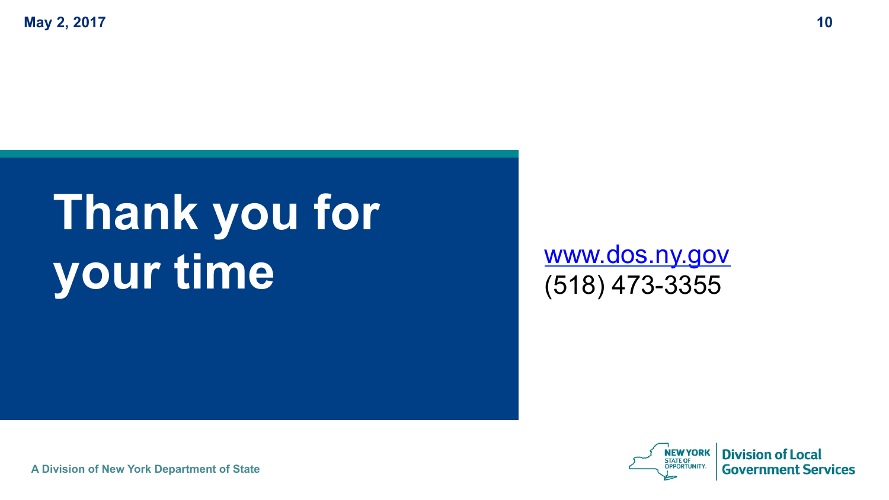# Thank you for your time

www.dos.ny.gov
(518) 473-3355

A Division of New York Department of State

NEW YORK STATE OF OPPORTUNITY. | Division of Local Government Services